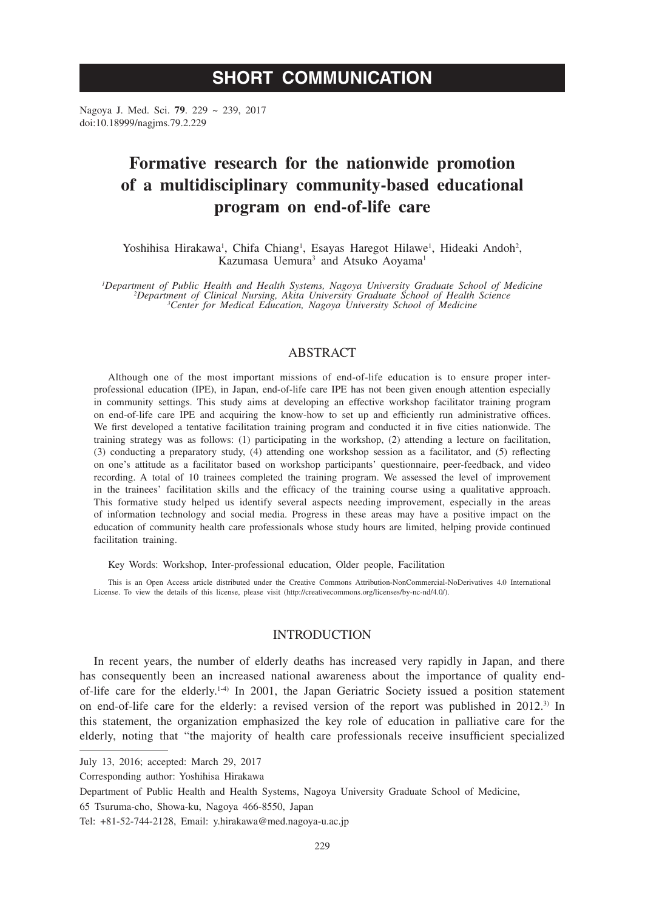SHORT COMMUNICATION

Nagoya J. Med. Sci. **79**. 229 ~ 239, 2017
doi:10.18999/nagjms.79.2.229

# Formative research for the nationwide promotion of a multidisciplinary community-based educational program on end-of-life care

Yoshihisa Hirakawa[1], Chifa Chiang[1], Esayas Haregot Hilawe[1], Hideaki Andoh[2], Kazumasa Uemura[3] and Atsuko Aoyama[1]

*[1]Department of Public Health and Health Systems, Nagoya University Graduate School of Medicine*
*[2]Department of Clinical Nursing, Akita University Graduate School of Health Science*
*[3]Center for Medical Education, Nagoya University School of Medicine*

## ABSTRACT

Although one of the most important missions of end-of-life education is to ensure proper inter-professional education (IPE), in Japan, end-of-life care IPE has not been given enough attention especially in community settings. This study aims at developing an effective workshop facilitator training program on end-of-life care IPE and acquiring the know-how to set up and efficiently run administrative offices. We first developed a tentative facilitation training program and conducted it in five cities nationwide. The training strategy was as follows: (1) participating in the workshop, (2) attending a lecture on facilitation, (3) conducting a preparatory study, (4) attending one workshop session as a facilitator, and (5) reflecting on one's attitude as a facilitator based on workshop participants' questionnaire, peer-feedback, and video recording. A total of 10 trainees completed the training program. We assessed the level of improvement in the trainees' facilitation skills and the efficacy of the training course using a qualitative approach. This formative study helped us identify several aspects needing improvement, especially in the areas of information technology and social media. Progress in these areas may have a positive impact on the education of community health care professionals whose study hours are limited, helping provide continued facilitation training.

Key Words: Workshop, Inter-professional education, Older people, Facilitation

This is an Open Access article distributed under the Creative Commons Attribution-NonCommercial-NoDerivatives 4.0 International License. To view the details of this license, please visit (http://creativecommons.org/licenses/by-nc-nd/4.0/).

## INTRODUCTION

In recent years, the number of elderly deaths has increased very rapidly in Japan, and there has consequently been an increased national awareness about the importance of quality end-of-life care for the elderly.[1-4] In 2001, the Japan Geriatric Society issued a position statement on end-of-life care for the elderly: a revised version of the report was published in 2012.[3] In this statement, the organization emphasized the key role of education in palliative care for the elderly, noting that "the majority of health care professionals receive insufficient specialized

---

July 13, 2016; accepted: March 29, 2017

Corresponding author: Yoshihisa Hirakawa

Department of Public Health and Health Systems, Nagoya University Graduate School of Medicine,

65 Tsuruma-cho, Showa-ku, Nagoya 466-8550, Japan

Tel: +81-52-744-2128, Email: y.hirakawa@med.nagoya-u.ac.jp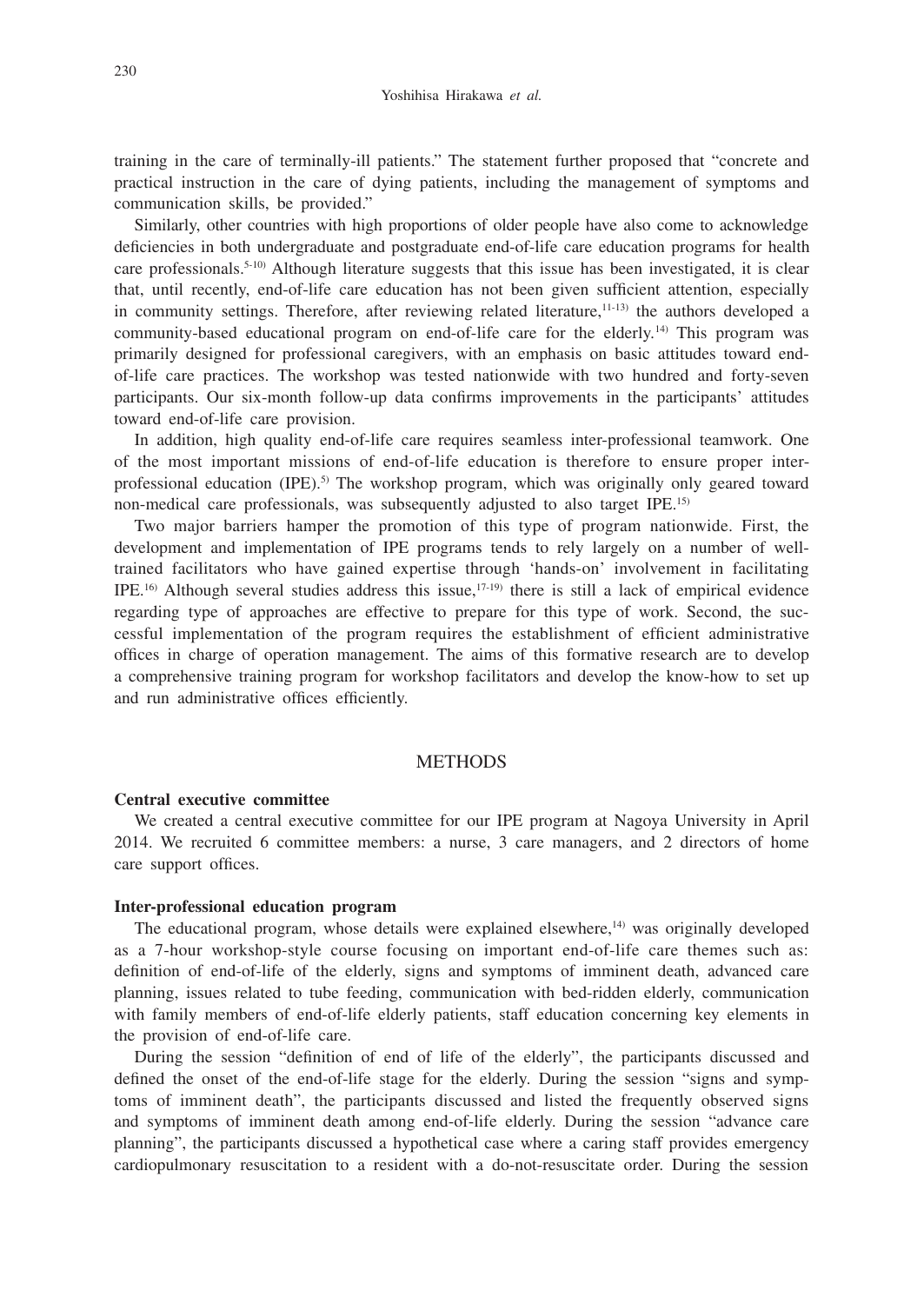training in the care of terminally-ill patients." The statement further proposed that "concrete and practical instruction in the care of dying patients, including the management of symptoms and communication skills, be provided."

Similarly, other countries with high proportions of older people have also come to acknowledge deficiencies in both undergraduate and postgraduate end-of-life care education programs for health care professionals.[5-10] Although literature suggests that this issue has been investigated, it is clear that, until recently, end-of-life care education has not been given sufficient attention, especially in community settings. Therefore, after reviewing related literature,[11-13] the authors developed a community-based educational program on end-of-life care for the elderly.[14] This program was primarily designed for professional caregivers, with an emphasis on basic attitudes toward end-of-life care practices. The workshop was tested nationwide with two hundred and forty-seven participants. Our six-month follow-up data confirms improvements in the participants' attitudes toward end-of-life care provision.

In addition, high quality end-of-life care requires seamless inter-professional teamwork. One of the most important missions of end-of-life education is therefore to ensure proper inter-professional education (IPE).[5] The workshop program, which was originally only geared toward non-medical care professionals, was subsequently adjusted to also target IPE.[15]

Two major barriers hamper the promotion of this type of program nationwide. First, the development and implementation of IPE programs tends to rely largely on a number of well-trained facilitators who have gained expertise through 'hands-on' involvement in facilitating IPE.[16] Although several studies address this issue,[17-19] there is still a lack of empirical evidence regarding type of approaches are effective to prepare for this type of work. Second, the successful implementation of the program requires the establishment of efficient administrative offices in charge of operation management. The aims of this formative research are to develop a comprehensive training program for workshop facilitators and develop the know-how to set up and run administrative offices efficiently.

## METHODS

### Central executive committee

We created a central executive committee for our IPE program at Nagoya University in April 2014. We recruited 6 committee members: a nurse, 3 care managers, and 2 directors of home care support offices.

### Inter-professional education program

The educational program, whose details were explained elsewhere,[14] was originally developed as a 7-hour workshop-style course focusing on important end-of-life care themes such as: definition of end-of-life of the elderly, signs and symptoms of imminent death, advanced care planning, issues related to tube feeding, communication with bed-ridden elderly, communication with family members of end-of-life elderly patients, staff education concerning key elements in the provision of end-of-life care.

During the session "definition of end of life of the elderly", the participants discussed and defined the onset of the end-of-life stage for the elderly. During the session "signs and symptoms of imminent death", the participants discussed and listed the frequently observed signs and symptoms of imminent death among end-of-life elderly. During the session "advance care planning", the participants discussed a hypothetical case where a caring staff provides emergency cardiopulmonary resuscitation to a resident with a do-not-resuscitate order. During the session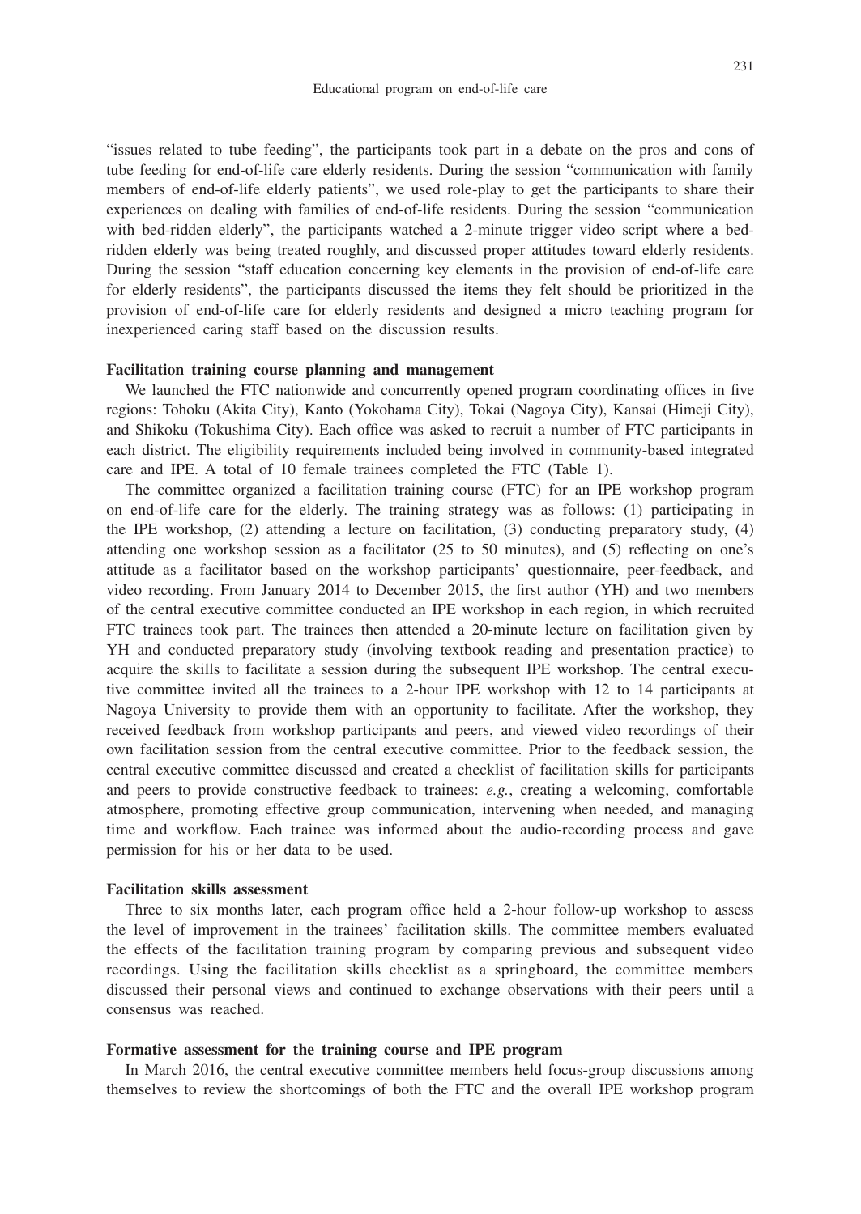"issues related to tube feeding", the participants took part in a debate on the pros and cons of tube feeding for end-of-life care elderly residents. During the session "communication with family members of end-of-life elderly patients", we used role-play to get the participants to share their experiences on dealing with families of end-of-life residents. During the session "communication with bed-ridden elderly", the participants watched a 2-minute trigger video script where a bed-ridden elderly was being treated roughly, and discussed proper attitudes toward elderly residents. During the session "staff education concerning key elements in the provision of end-of-life care for elderly residents", the participants discussed the items they felt should be prioritized in the provision of end-of-life care for elderly residents and designed a micro teaching program for inexperienced caring staff based on the discussion results.

**Facilitation training course planning and management**

We launched the FTC nationwide and concurrently opened program coordinating offices in five regions: Tohoku (Akita City), Kanto (Yokohama City), Tokai (Nagoya City), Kansai (Himeji City), and Shikoku (Tokushima City). Each office was asked to recruit a number of FTC participants in each district. The eligibility requirements included being involved in community-based integrated care and IPE. A total of 10 female trainees completed the FTC (Table 1).

The committee organized a facilitation training course (FTC) for an IPE workshop program on end-of-life care for the elderly. The training strategy was as follows: (1) participating in the IPE workshop, (2) attending a lecture on facilitation, (3) conducting preparatory study, (4) attending one workshop session as a facilitator (25 to 50 minutes), and (5) reflecting on one's attitude as a facilitator based on the workshop participants' questionnaire, peer-feedback, and video recording. From January 2014 to December 2015, the first author (YH) and two members of the central executive committee conducted an IPE workshop in each region, in which recruited FTC trainees took part. The trainees then attended a 20-minute lecture on facilitation given by YH and conducted preparatory study (involving textbook reading and presentation practice) to acquire the skills to facilitate a session during the subsequent IPE workshop. The central executive committee invited all the trainees to a 2-hour IPE workshop with 12 to 14 participants at Nagoya University to provide them with an opportunity to facilitate. After the workshop, they received feedback from workshop participants and peers, and viewed video recordings of their own facilitation session from the central executive committee. Prior to the feedback session, the central executive committee discussed and created a checklist of facilitation skills for participants and peers to provide constructive feedback to trainees: *e.g.*, creating a welcoming, comfortable atmosphere, promoting effective group communication, intervening when needed, and managing time and workflow. Each trainee was informed about the audio-recording process and gave permission for his or her data to be used.

**Facilitation skills assessment**

Three to six months later, each program office held a 2-hour follow-up workshop to assess the level of improvement in the trainees' facilitation skills. The committee members evaluated the effects of the facilitation training program by comparing previous and subsequent video recordings. Using the facilitation skills checklist as a springboard, the committee members discussed their personal views and continued to exchange observations with their peers until a consensus was reached.

**Formative assessment for the training course and IPE program**

In March 2016, the central executive committee members held focus-group discussions among themselves to review the shortcomings of both the FTC and the overall IPE workshop program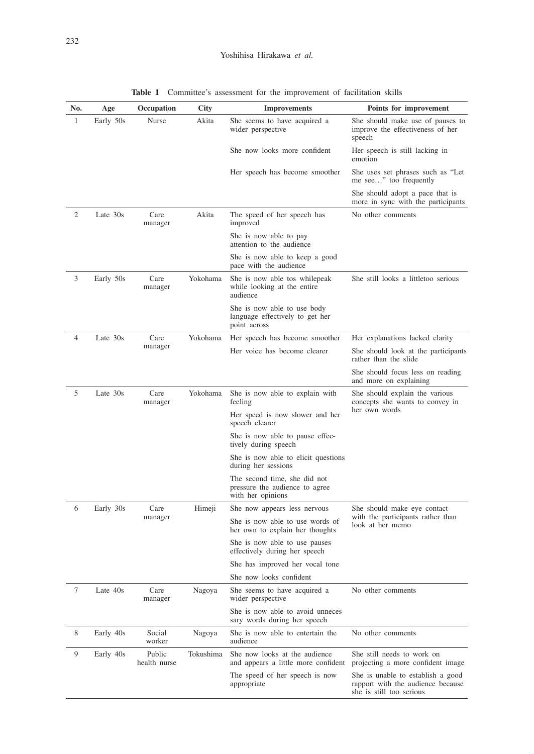**Table 1** Committee's assessment for the improvement of facilitation skills

| No. | Age | Occupation | City | Improvements | Points for improvement |
|---|---|---|---|---|---|
| 1 | Early 50s | Nurse | Akita | She seems to have acquired a wider perspective | She should make use of pauses to improve the effectiveness of her speech |
| | | | | She now looks more confident | Her speech is still lacking in emotion |
| | | | | Her speech has become smoother | She uses set phrases such as "Let me see…" too frequently |
| | | | | | She should adopt a pace that is more in sync with the participants |
| 2 | Late 30s | Care manager | Akita | The speed of her speech has improved | No other comments |
| | | | | She is now able to pay attention to the audience | |
| | | | | She is now able to keep a good pace with the audience | |
| 3 | Early 50s | Care manager | Yokohama | She is now able tos whilepeak while looking at the entire audience | She still looks a littletoo serious |
| | | | | She is now able to use body language effectively to get her point across | |
| 4 | Late 30s | Care manager | Yokohama | Her speech has become smoother | Her explanations lacked clarity |
| | | | | Her voice has become clearer | She should look at the participants rather than the slide |
| | | | | | She should focus less on reading and more on explaining |
| 5 | Late 30s | Care manager | Yokohama | She is now able to explain with feeling | She should explain the various concepts she wants to convey in her own words |
| | | | | Her speed is now slower and her speech clearer | |
| | | | | She is now able to pause effectively during speech | |
| | | | | She is now able to elicit questions during her sessions | |
| | | | | The second time, she did not pressure the audience to agree with her opinions | |
| 6 | Early 30s | Care manager | Himeji | She now appears less nervous | She should make eye contact with the participants rather than look at her memo |
| | | | | She is now able to use words of her own to explain her thoughts | |
| | | | | She is now able to use pauses effectively during her speech | |
| | | | | She has improved her vocal tone | |
| | | | | She now looks confident | |
| 7 | Late 40s | Care manager | Nagoya | She seems to have acquired a wider perspective | No other comments |
| | | | | She is now able to avoid unnecessary words during her speech | |
| 8 | Early 40s | Social worker | Nagoya | She is now able to entertain the audience | No other comments |
| 9 | Early 40s | Public health nurse | Tokushima | She now looks at the audience and appears a little more confident | She still needs to work on projecting a more confident image |
| | | | | The speed of her speech is now appropriate | She is unable to establish a good rapport with the audience because she is still too serious |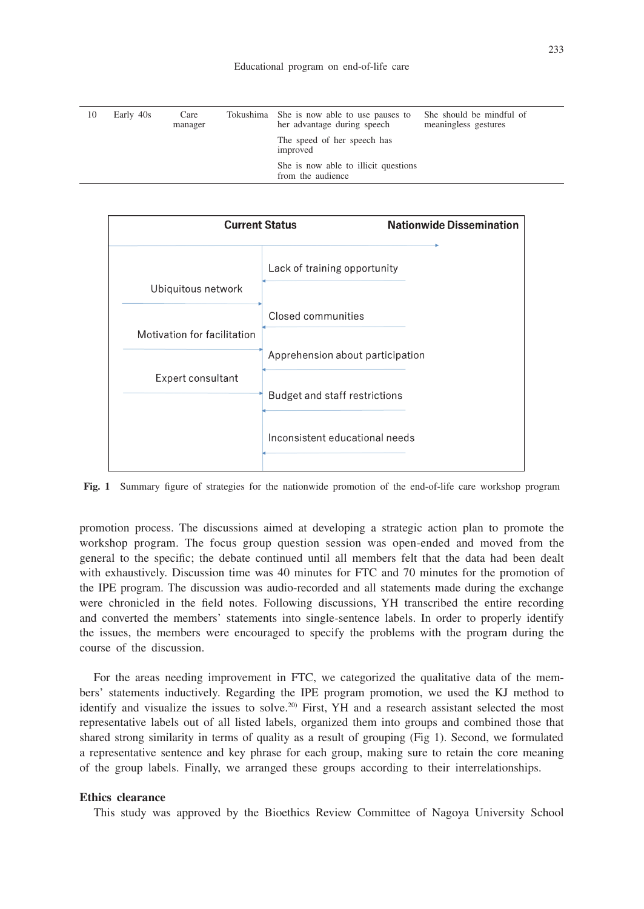| 10 | Early 40s | Care manager | Tokushima | She is now able to use pauses to her advantage during speech | She should be mindful of meaningless gestures |
|---|---|---|---|---|---|
| | | | | The speed of her speech has improved | |
| | | | | She is now able to illicit questions from the audience | |

| Current Status | Nationwide Dissemination |
|---|---|
| | Lack of training opportunity |
| Ubiquitous network | |
| | Closed communities |
| Motivation for facilitation | |
| | Apprehension about participation |
| Expert consultant | |
| | Budget and staff restrictions |
| | Inconsistent educational needs |

**Fig. 1** Summary figure of strategies for the nationwide promotion of the end-of-life care workshop program

promotion process. The discussions aimed at developing a strategic action plan to promote the workshop program. The focus group question session was open-ended and moved from the general to the specific; the debate continued until all members felt that the data had been dealt with exhaustively. Discussion time was 40 minutes for FTC and 70 minutes for the promotion of the IPE program. The discussion was audio-recorded and all statements made during the exchange were chronicled in the field notes. Following discussions, YH transcribed the entire recording and converted the members' statements into single-sentence labels. In order to properly identify the issues, the members were encouraged to specify the problems with the program during the course of the discussion.

For the areas needing improvement in FTC, we categorized the qualitative data of the members' statements inductively. Regarding the IPE program promotion, we used the KJ method to identify and visualize the issues to solve.[20] First, YH and a research assistant selected the most representative labels out of all listed labels, organized them into groups and combined those that shared strong similarity in terms of quality as a result of grouping (Fig 1). Second, we formulated a representative sentence and key phrase for each group, making sure to retain the core meaning of the group labels. Finally, we arranged these groups according to their interrelationships.

### Ethics clearance

This study was approved by the Bioethics Review Committee of Nagoya University School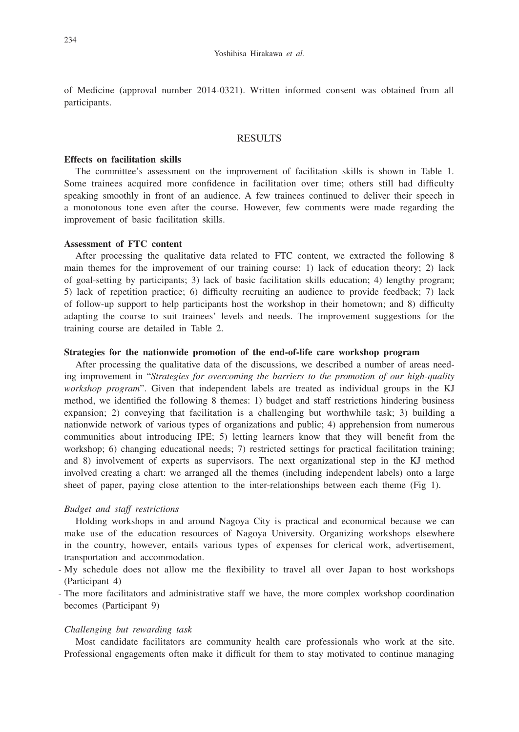of Medicine (approval number 2014-0321). Written informed consent was obtained from all participants.

## RESULTS

### Effects on facilitation skills

The committee's assessment on the improvement of facilitation skills is shown in Table 1. Some trainees acquired more confidence in facilitation over time; others still had difficulty speaking smoothly in front of an audience. A few trainees continued to deliver their speech in a monotonous tone even after the course. However, few comments were made regarding the improvement of basic facilitation skills.

### Assessment of FTC content

After processing the qualitative data related to FTC content, we extracted the following 8 main themes for the improvement of our training course: 1) lack of education theory; 2) lack of goal-setting by participants; 3) lack of basic facilitation skills education; 4) lengthy program; 5) lack of repetition practice; 6) difficulty recruiting an audience to provide feedback; 7) lack of follow-up support to help participants host the workshop in their hometown; and 8) difficulty adapting the course to suit trainees' levels and needs. The improvement suggestions for the training course are detailed in Table 2.

### Strategies for the nationwide promotion of the end-of-life care workshop program

After processing the qualitative data of the discussions, we described a number of areas needing improvement in "*Strategies for overcoming the barriers to the promotion of our high-quality workshop program*". Given that independent labels are treated as individual groups in the KJ method, we identified the following 8 themes: 1) budget and staff restrictions hindering business expansion; 2) conveying that facilitation is a challenging but worthwhile task; 3) building a nationwide network of various types of organizations and public; 4) apprehension from numerous communities about introducing IPE; 5) letting learners know that they will benefit from the workshop; 6) changing educational needs; 7) restricted settings for practical facilitation training; and 8) involvement of experts as supervisors. The next organizational step in the KJ method involved creating a chart: we arranged all the themes (including independent labels) onto a large sheet of paper, paying close attention to the inter-relationships between each theme (Fig 1).

#### *Budget and staff restrictions*

Holding workshops in and around Nagoya City is practical and economical because we can make use of the education resources of Nagoya University. Organizing workshops elsewhere in the country, however, entails various types of expenses for clerical work, advertisement, transportation and accommodation.

- My schedule does not allow me the flexibility to travel all over Japan to host workshops (Participant 4)
- The more facilitators and administrative staff we have, the more complex workshop coordination becomes (Participant 9)

#### *Challenging but rewarding task*

Most candidate facilitators are community health care professionals who work at the site. Professional engagements often make it difficult for them to stay motivated to continue managing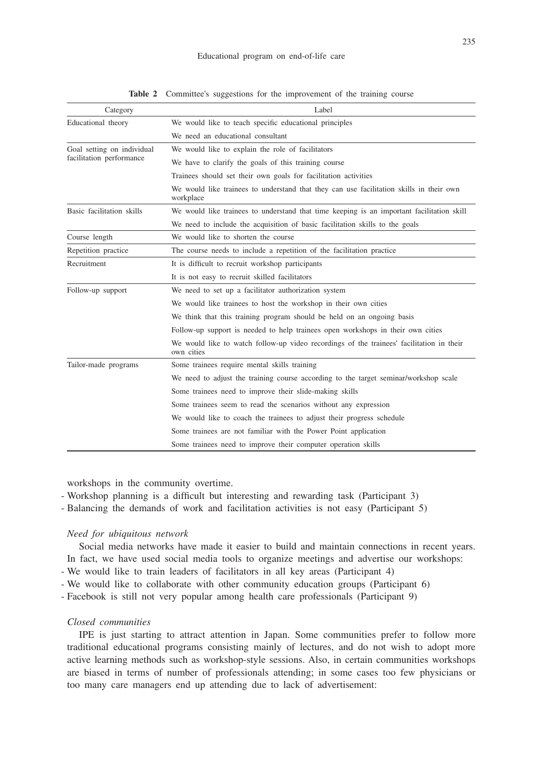**Table 2** Committee's suggestions for the improvement of the training course

| Category | Label |
|---|---|
| Educational theory | We would like to teach specific educational principles |
| | We need an educational consultant |
| Goal setting on individual facilitation performance | We would like to explain the role of facilitators |
| | We have to clarify the goals of this training course |
| | Trainees should set their own goals for facilitation activities |
| | We would like trainees to understand that they can use facilitation skills in their own workplace |
| Basic facilitation skills | We would like trainees to understand that time keeping is an important facilitation skill |
| | We need to include the acquisition of basic facilitation skills to the goals |
| Course length | We would like to shorten the course |
| Repetition practice | The course needs to include a repetition of the facilitation practice |
| Recruitment | It is difficult to recruit workshop participants |
| | It is not easy to recruit skilled facilitators |
| Follow-up support | We need to set up a facilitator authorization system |
| | We would like trainees to host the workshop in their own cities |
| | We think that this training program should be held on an ongoing basis |
| | Follow-up support is needed to help trainees open workshops in their own cities |
| | We would like to watch follow-up video recordings of the trainees' facilitation in their own cities |
| Tailor-made programs | Some trainees require mental skills training |
| | We need to adjust the training course according to the target seminar/workshop scale |
| | Some trainees need to improve their slide-making skills |
| | Some trainees seem to read the scenarios without any expression |
| | We would like to coach the trainees to adjust their progress schedule |
| | Some trainees are not familiar with the Power Point application |
| | Some trainees need to improve their computer operation skills |

workshops in the community overtime.

- Workshop planning is a difficult but interesting and rewarding task (Participant 3)
- Balancing the demands of work and facilitation activities is not easy (Participant 5)

*Need for ubiquitous network*

Social media networks have made it easier to build and maintain connections in recent years. In fact, we have used social media tools to organize meetings and advertise our workshops:

- We would like to train leaders of facilitators in all key areas (Participant 4)
- We would like to collaborate with other community education groups (Participant 6)
- Facebook is still not very popular among health care professionals (Participant 9)

*Closed communities*

IPE is just starting to attract attention in Japan. Some communities prefer to follow more traditional educational programs consisting mainly of lectures, and do not wish to adopt more active learning methods such as workshop-style sessions. Also, in certain communities workshops are biased in terms of number of professionals attending; in some cases too few physicians or too many care managers end up attending due to lack of advertisement: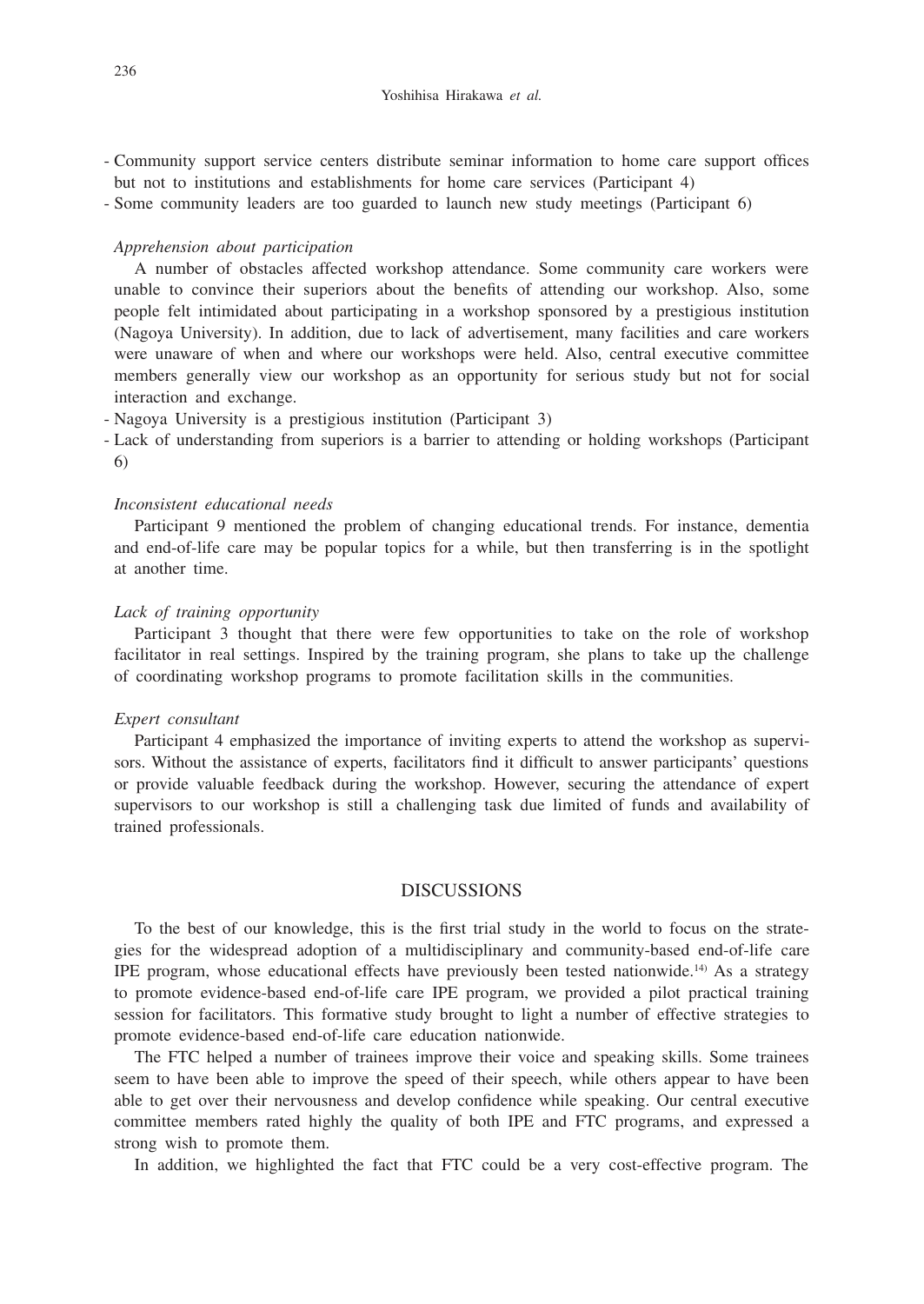- Community support service centers distribute seminar information to home care support offices but not to institutions and establishments for home care services (Participant 4)
- Some community leaders are too guarded to launch new study meetings (Participant 6)

*Apprehension about participation*

A number of obstacles affected workshop attendance. Some community care workers were unable to convince their superiors about the benefits of attending our workshop. Also, some people felt intimidated about participating in a workshop sponsored by a prestigious institution (Nagoya University). In addition, due to lack of advertisement, many facilities and care workers were unaware of when and where our workshops were held. Also, central executive committee members generally view our workshop as an opportunity for serious study but not for social interaction and exchange.

- Nagoya University is a prestigious institution (Participant 3)
- Lack of understanding from superiors is a barrier to attending or holding workshops (Participant 6)

*Inconsistent educational needs*

Participant 9 mentioned the problem of changing educational trends. For instance, dementia and end-of-life care may be popular topics for a while, but then transferring is in the spotlight at another time.

*Lack of training opportunity*

Participant 3 thought that there were few opportunities to take on the role of workshop facilitator in real settings. Inspired by the training program, she plans to take up the challenge of coordinating workshop programs to promote facilitation skills in the communities.

*Expert consultant*

Participant 4 emphasized the importance of inviting experts to attend the workshop as supervisors. Without the assistance of experts, facilitators find it difficult to answer participants' questions or provide valuable feedback during the workshop. However, securing the attendance of expert supervisors to our workshop is still a challenging task due limited of funds and availability of trained professionals.

## DISCUSSIONS

To the best of our knowledge, this is the first trial study in the world to focus on the strategies for the widespread adoption of a multidisciplinary and community-based end-of-life care IPE program, whose educational effects have previously been tested nationwide.[14] As a strategy to promote evidence-based end-of-life care IPE program, we provided a pilot practical training session for facilitators. This formative study brought to light a number of effective strategies to promote evidence-based end-of-life care education nationwide.

The FTC helped a number of trainees improve their voice and speaking skills. Some trainees seem to have been able to improve the speed of their speech, while others appear to have been able to get over their nervousness and develop confidence while speaking. Our central executive committee members rated highly the quality of both IPE and FTC programs, and expressed a strong wish to promote them.

In addition, we highlighted the fact that FTC could be a very cost-effective program. The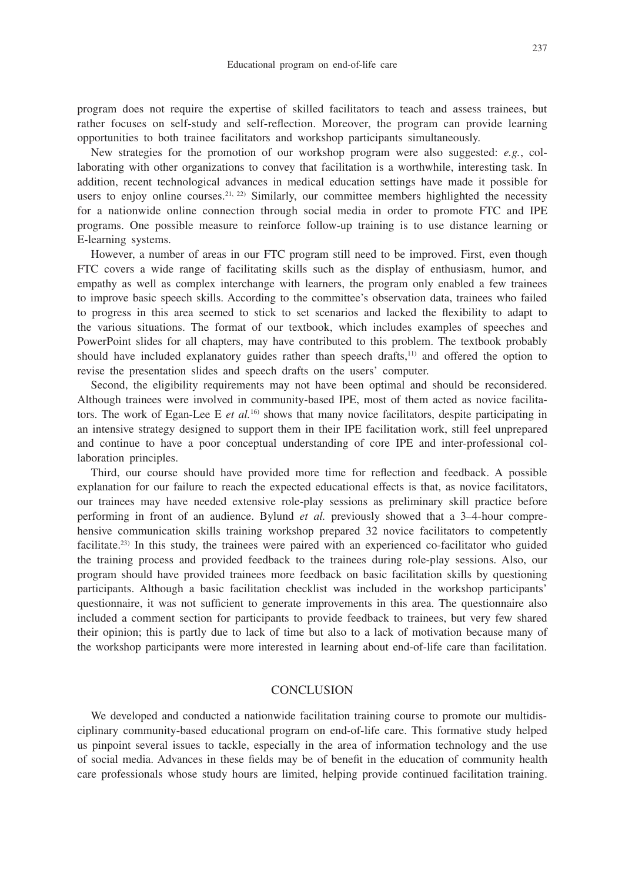program does not require the expertise of skilled facilitators to teach and assess trainees, but rather focuses on self-study and self-reflection. Moreover, the program can provide learning opportunities to both trainee facilitators and workshop participants simultaneously.

New strategies for the promotion of our workshop program were also suggested: *e.g.*, collaborating with other organizations to convey that facilitation is a worthwhile, interesting task. In addition, recent technological advances in medical education settings have made it possible for users to enjoy online courses.[21, 22] Similarly, our committee members highlighted the necessity for a nationwide online connection through social media in order to promote FTC and IPE programs. One possible measure to reinforce follow-up training is to use distance learning or E-learning systems.

However, a number of areas in our FTC program still need to be improved. First, even though FTC covers a wide range of facilitating skills such as the display of enthusiasm, humor, and empathy as well as complex interchange with learners, the program only enabled a few trainees to improve basic speech skills. According to the committee's observation data, trainees who failed to progress in this area seemed to stick to set scenarios and lacked the flexibility to adapt to the various situations. The format of our textbook, which includes examples of speeches and PowerPoint slides for all chapters, may have contributed to this problem. The textbook probably should have included explanatory guides rather than speech drafts,[11] and offered the option to revise the presentation slides and speech drafts on the users' computer.

Second, the eligibility requirements may not have been optimal and should be reconsidered. Although trainees were involved in community-based IPE, most of them acted as novice facilitators. The work of Egan-Lee E *et al.*[16] shows that many novice facilitators, despite participating in an intensive strategy designed to support them in their IPE facilitation work, still feel unprepared and continue to have a poor conceptual understanding of core IPE and inter-professional collaboration principles.

Third, our course should have provided more time for reflection and feedback. A possible explanation for our failure to reach the expected educational effects is that, as novice facilitators, our trainees may have needed extensive role-play sessions as preliminary skill practice before performing in front of an audience. Bylund *et al.* previously showed that a 3–4-hour comprehensive communication skills training workshop prepared 32 novice facilitators to competently facilitate.[23] In this study, the trainees were paired with an experienced co-facilitator who guided the training process and provided feedback to the trainees during role-play sessions. Also, our program should have provided trainees more feedback on basic facilitation skills by questioning participants. Although a basic facilitation checklist was included in the workshop participants' questionnaire, it was not sufficient to generate improvements in this area. The questionnaire also included a comment section for participants to provide feedback to trainees, but very few shared their opinion; this is partly due to lack of time but also to a lack of motivation because many of the workshop participants were more interested in learning about end-of-life care than facilitation.

## CONCLUSION

We developed and conducted a nationwide facilitation training course to promote our multidisciplinary community-based educational program on end-of-life care. This formative study helped us pinpoint several issues to tackle, especially in the area of information technology and the use of social media. Advances in these fields may be of benefit in the education of community health care professionals whose study hours are limited, helping provide continued facilitation training.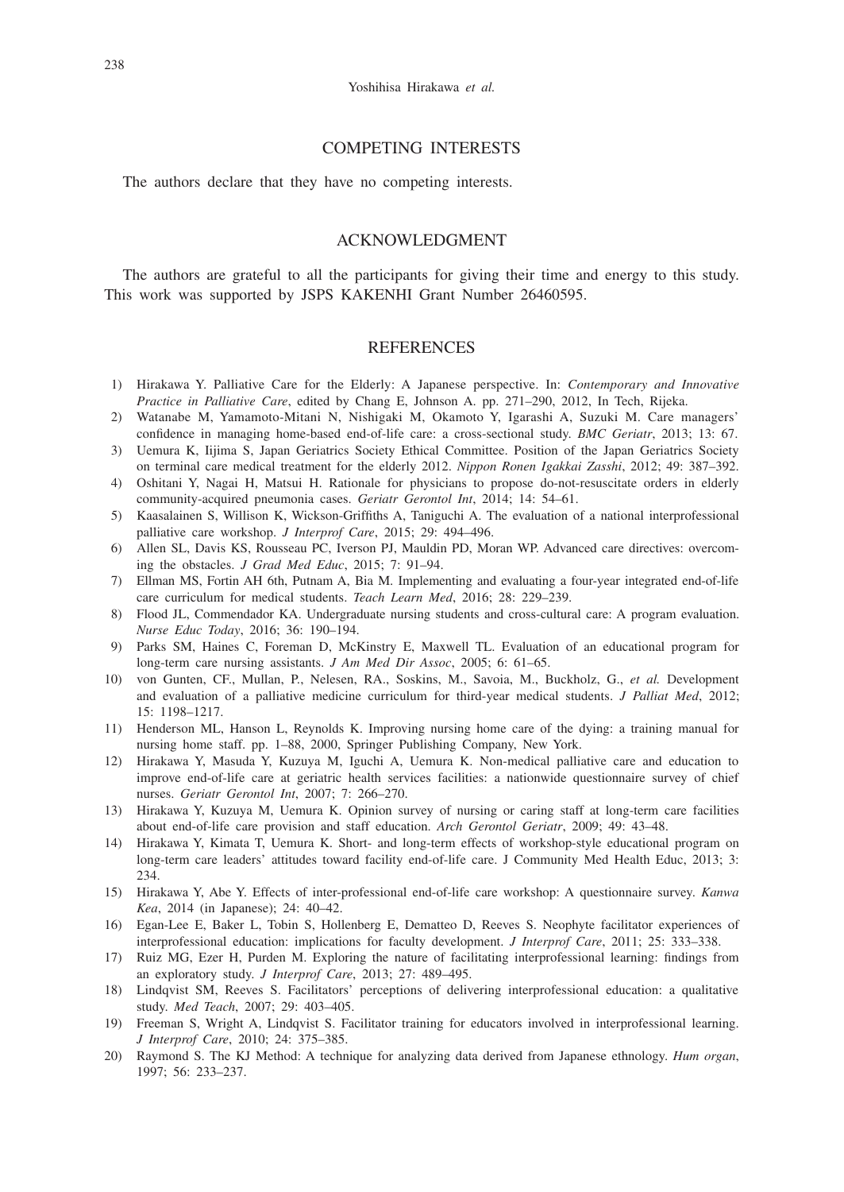## COMPETING INTERESTS

The authors declare that they have no competing interests.

## ACKNOWLEDGMENT

The authors are grateful to all the participants for giving their time and energy to this study. This work was supported by JSPS KAKENHI Grant Number 26460595.

## REFERENCES

1) Hirakawa Y. Palliative Care for the Elderly: A Japanese perspective. In: *Contemporary and Innovative Practice in Palliative Care*, edited by Chang E, Johnson A. pp. 271–290, 2012, In Tech, Rijeka.
2) Watanabe M, Yamamoto-Mitani N, Nishigaki M, Okamoto Y, Igarashi A, Suzuki M. Care managers' confidence in managing home-based end-of-life care: a cross-sectional study. *BMC Geriatr*, 2013; 13: 67.
3) Uemura K, Iijima S, Japan Geriatrics Society Ethical Committee. Position of the Japan Geriatrics Society on terminal care medical treatment for the elderly 2012. *Nippon Ronen Igakkai Zasshi*, 2012; 49: 387–392.
4) Oshitani Y, Nagai H, Matsui H. Rationale for physicians to propose do-not-resuscitate orders in elderly community-acquired pneumonia cases. *Geriatr Gerontol Int*, 2014; 14: 54–61.
5) Kaasalainen S, Willison K, Wickson-Griffiths A, Taniguchi A. The evaluation of a national interprofessional palliative care workshop. *J Interprof Care*, 2015; 29: 494–496.
6) Allen SL, Davis KS, Rousseau PC, Iverson PJ, Mauldin PD, Moran WP. Advanced care directives: overcoming the obstacles. *J Grad Med Educ*, 2015; 7: 91–94.
7) Ellman MS, Fortin AH 6th, Putnam A, Bia M. Implementing and evaluating a four-year integrated end-of-life care curriculum for medical students. *Teach Learn Med*, 2016; 28: 229–239.
8) Flood JL, Commendador KA. Undergraduate nursing students and cross-cultural care: A program evaluation. *Nurse Educ Today*, 2016; 36: 190–194.
9) Parks SM, Haines C, Foreman D, McKinstry E, Maxwell TL. Evaluation of an educational program for long-term care nursing assistants. *J Am Med Dir Assoc*, 2005; 6: 61–65.
10) von Gunten, CF., Mullan, P., Nelesen, RA., Soskins, M., Savoia, M., Buckholz, G., *et al.* Development and evaluation of a palliative medicine curriculum for third-year medical students. *J Palliat Med*, 2012; 15: 1198–1217.
11) Henderson ML, Hanson L, Reynolds K. Improving nursing home care of the dying: a training manual for nursing home staff. pp. 1–88, 2000, Springer Publishing Company, New York.
12) Hirakawa Y, Masuda Y, Kuzuya M, Iguchi A, Uemura K. Non-medical palliative care and education to improve end-of-life care at geriatric health services facilities: a nationwide questionnaire survey of chief nurses. *Geriatr Gerontol Int*, 2007; 7: 266–270.
13) Hirakawa Y, Kuzuya M, Uemura K. Opinion survey of nursing or caring staff at long-term care facilities about end-of-life care provision and staff education. *Arch Gerontol Geriatr*, 2009; 49: 43–48.
14) Hirakawa Y, Kimata T, Uemura K. Short- and long-term effects of workshop-style educational program on long-term care leaders' attitudes toward facility end-of-life care. J Community Med Health Educ, 2013; 3: 234.
15) Hirakawa Y, Abe Y. Effects of inter-professional end-of-life care workshop: A questionnaire survey. *Kanwa Kea*, 2014 (in Japanese); 24: 40–42.
16) Egan-Lee E, Baker L, Tobin S, Hollenberg E, Dematteo D, Reeves S. Neophyte facilitator experiences of interprofessional education: implications for faculty development. *J Interprof Care*, 2011; 25: 333–338.
17) Ruiz MG, Ezer H, Purden M. Exploring the nature of facilitating interprofessional learning: findings from an exploratory study. *J Interprof Care*, 2013; 27: 489–495.
18) Lindqvist SM, Reeves S. Facilitators' perceptions of delivering interprofessional education: a qualitative study. *Med Teach*, 2007; 29: 403–405.
19) Freeman S, Wright A, Lindqvist S. Facilitator training for educators involved in interprofessional learning. *J Interprof Care*, 2010; 24: 375–385.
20) Raymond S. The KJ Method: A technique for analyzing data derived from Japanese ethnology. *Hum organ*, 1997; 56: 233–237.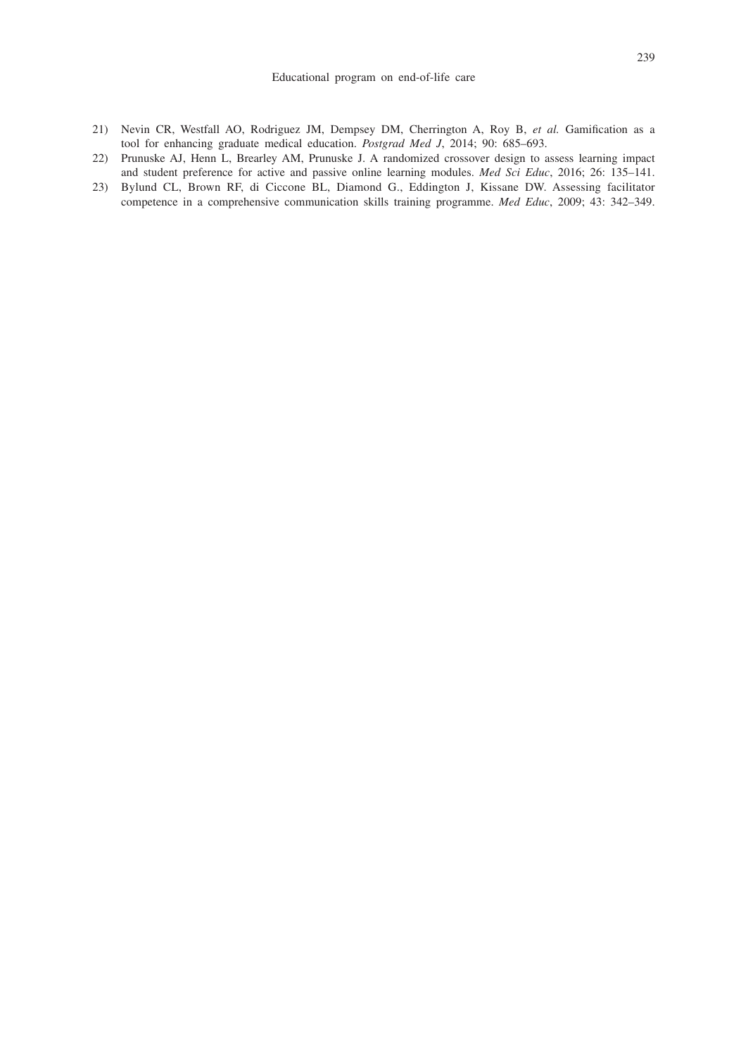21) Nevin CR, Westfall AO, Rodriguez JM, Dempsey DM, Cherrington A, Roy B, *et al.* Gamification as a tool for enhancing graduate medical education. *Postgrad Med J*, 2014; 90: 685–693.
22) Prunuske AJ, Henn L, Brearley AM, Prunuske J. A randomized crossover design to assess learning impact and student preference for active and passive online learning modules. *Med Sci Educ*, 2016; 26: 135–141.
23) Bylund CL, Brown RF, di Ciccone BL, Diamond G., Eddington J, Kissane DW. Assessing facilitator competence in a comprehensive communication skills training programme. *Med Educ*, 2009; 43: 342–349.